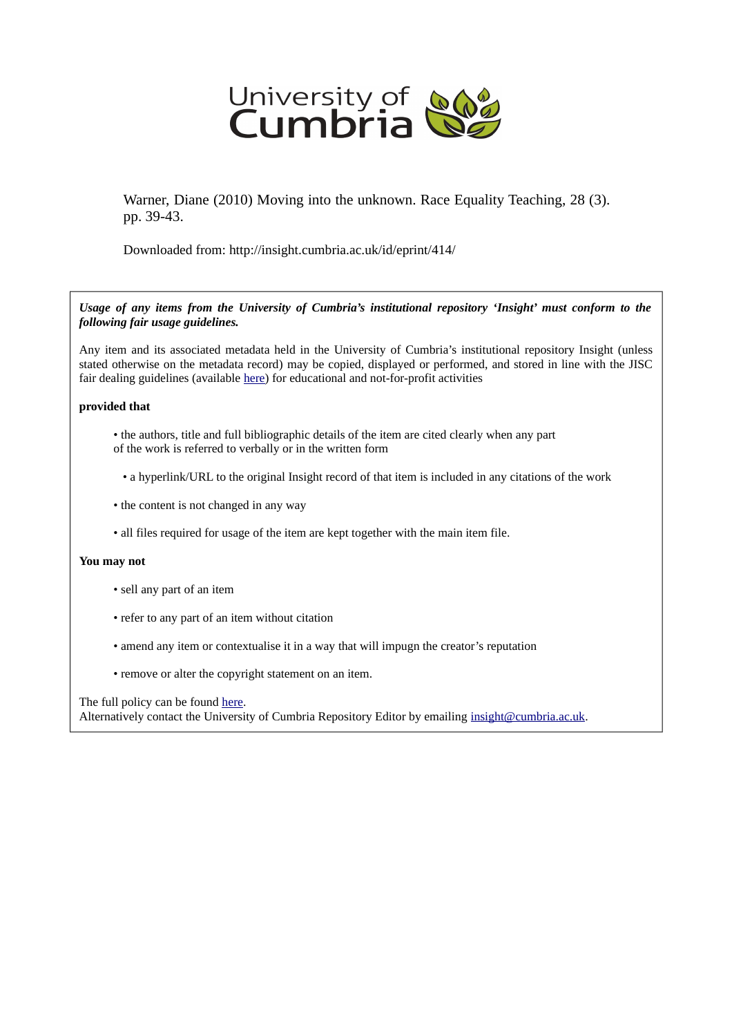University of Cumbria

Warner, Diane (2010) Moving into the unknown. Race Equality Teaching, 28 (3). pp. 39-43.

Downloaded from: http://insight.cumbria.ac.uk/id/eprint/414/

***Usage of any items from the University of Cumbria's institutional repository 'Insight' must conform to the following fair usage guidelines.***

Any item and its associated metadata held in the University of Cumbria's institutional repository Insight (unless stated otherwise on the metadata record) may be copied, displayed or performed, and stored in line with the JISC fair dealing guidelines (available here) for educational and not-for-profit activities

**provided that**

- the authors, title and full bibliographic details of the item are cited clearly when any part of the work is referred to verbally or in the written form
- a hyperlink/URL to the original Insight record of that item is included in any citations of the work
- the content is not changed in any way
- all files required for usage of the item are kept together with the main item file.

**You may not**

- sell any part of an item
- refer to any part of an item without citation
- amend any item or contextualise it in a way that will impugn the creator's reputation
- remove or alter the copyright statement on an item.

The full policy can be found here.
Alternatively contact the University of Cumbria Repository Editor by emailing insight@cumbria.ac.uk.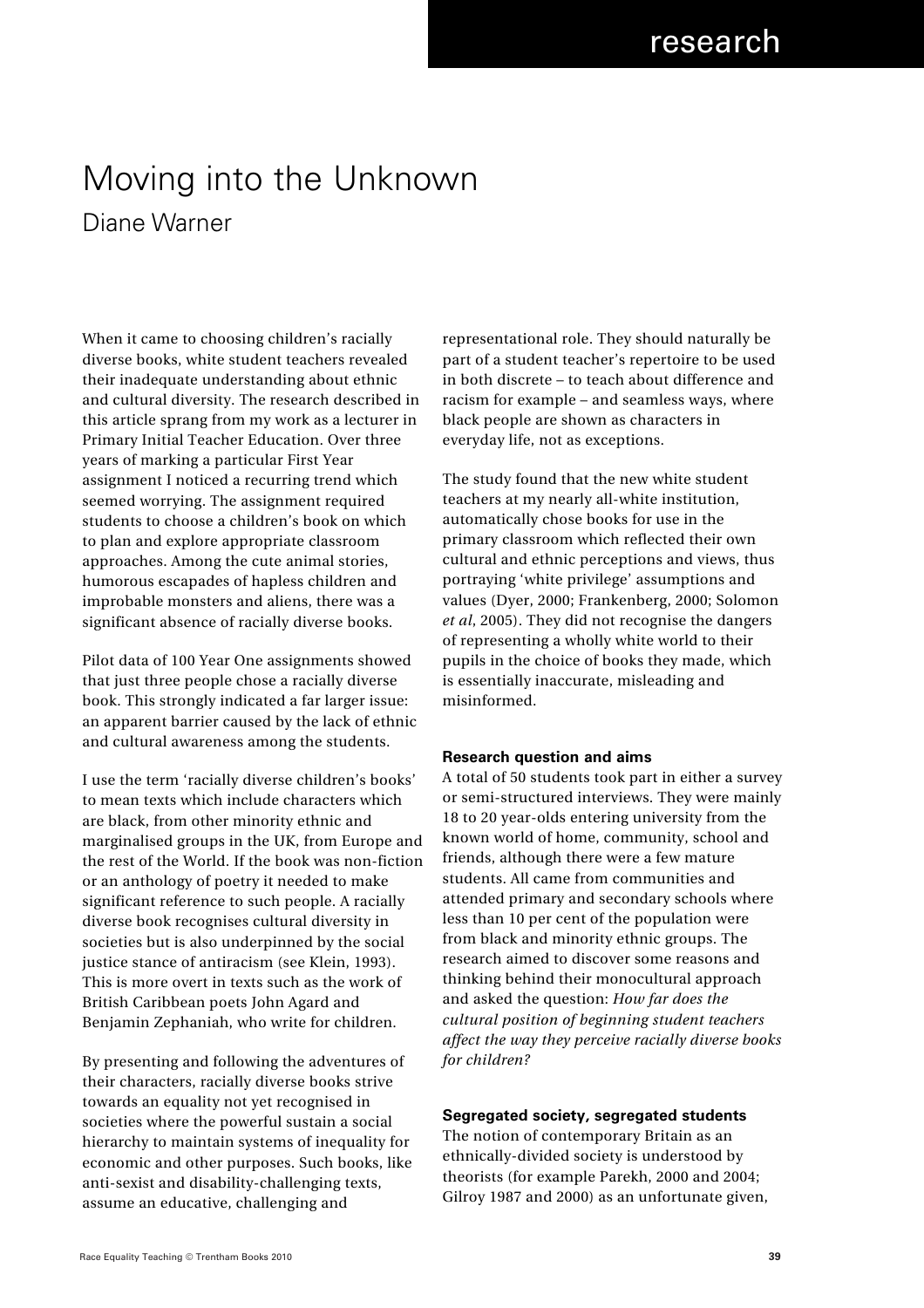# Moving into the Unknown

Diane Warner

When it came to choosing children's racially diverse books, white student teachers revealed their inadequate understanding about ethnic and cultural diversity. The research described in this article sprang from my work as a lecturer in Primary Initial Teacher Education. Over three years of marking a particular First Year assignment I noticed a recurring trend which seemed worrying. The assignment required students to choose a children's book on which to plan and explore appropriate classroom approaches. Among the cute animal stories, humorous escapades of hapless children and improbable monsters and aliens, there was a significant absence of racially diverse books.

Pilot data of 100 Year One assignments showed that just three people chose a racially diverse book. This strongly indicated a far larger issue: an apparent barrier caused by the lack of ethnic and cultural awareness among the students.

I use the term 'racially diverse children's books' to mean texts which include characters which are black, from other minority ethnic and marginalised groups in the UK, from Europe and the rest of the World. If the book was non-fiction or an anthology of poetry it needed to make significant reference to such people. A racially diverse book recognises cultural diversity in societies but is also underpinned by the social justice stance of antiracism (see Klein, 1993). This is more overt in texts such as the work of British Caribbean poets John Agard and Benjamin Zephaniah, who write for children.

By presenting and following the adventures of their characters, racially diverse books strive towards an equality not yet recognised in societies where the powerful sustain a social hierarchy to maintain systems of inequality for economic and other purposes. Such books, like anti-sexist and disability-challenging texts, assume an educative, challenging and representational role. They should naturally be part of a student teacher's repertoire to be used in both discrete – to teach about difference and racism for example – and seamless ways, where black people are shown as characters in everyday life, not as exceptions.

The study found that the new white student teachers at my nearly all-white institution, automatically chose books for use in the primary classroom which reflected their own cultural and ethnic perceptions and views, thus portraying 'white privilege' assumptions and values (Dyer, 2000; Frankenberg, 2000; Solomon *et al*, 2005). They did not recognise the dangers of representing a wholly white world to their pupils in the choice of books they made, which is essentially inaccurate, misleading and misinformed.

### Research question and aims

A total of 50 students took part in either a survey or semi-structured interviews. They were mainly 18 to 20 year-olds entering university from the known world of home, community, school and friends, although there were a few mature students. All came from communities and attended primary and secondary schools where less than 10 per cent of the population were from black and minority ethnic groups. The research aimed to discover some reasons and thinking behind their monocultural approach and asked the question: *How far does the cultural position of beginning student teachers affect the way they perceive racially diverse books for children?*

### Segregated society, segregated students

The notion of contemporary Britain as an ethnically-divided society is understood by theorists (for example Parekh, 2000 and 2004; Gilroy 1987 and 2000) as an unfortunate given,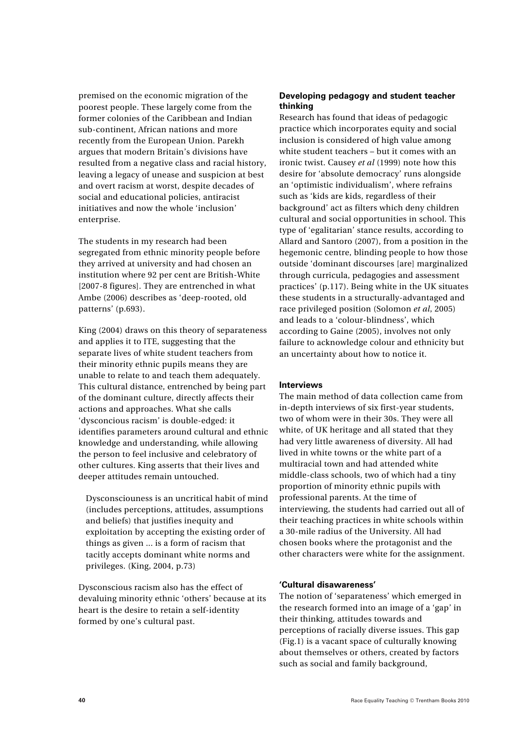premised on the economic migration of the poorest people. These largely come from the former colonies of the Caribbean and Indian sub-continent, African nations and more recently from the European Union. Parekh argues that modern Britain's divisions have resulted from a negative class and racial history, leaving a legacy of unease and suspicion at best and overt racism at worst, despite decades of social and educational policies, antiracist initiatives and now the whole 'inclusion' enterprise.

The students in my research had been segregated from ethnic minority people before they arrived at university and had chosen an institution where 92 per cent are British-White [2007-8 figures]. They are entrenched in what Ambe (2006) describes as 'deep-rooted, old patterns' (p.693).

King (2004) draws on this theory of separateness and applies it to ITE, suggesting that the separate lives of white student teachers from their minority ethnic pupils means they are unable to relate to and teach them adequately. This cultural distance, entrenched by being part of the dominant culture, directly affects their actions and approaches. What she calls 'dysconcious racism' is double-edged: it identifies parameters around cultural and ethnic knowledge and understanding, while allowing the person to feel inclusive and celebratory of other cultures. King asserts that their lives and deeper attitudes remain untouched.

> Dysconsciouness is an uncritical habit of mind (includes perceptions, attitudes, assumptions and beliefs) that justifies inequity and exploitation by accepting the existing order of things as given ... is a form of racism that tacitly accepts dominant white norms and privileges. (King, 2004, p.73)

Dysconscious racism also has the effect of devaluing minority ethnic 'others' because at its heart is the desire to retain a self-identity formed by one's cultural past.

**Developing pedagogy and student teacher thinking**

Research has found that ideas of pedagogic practice which incorporates equity and social inclusion is considered of high value among white student teachers – but it comes with an ironic twist. Causey *et al* (1999) note how this desire for 'absolute democracy' runs alongside an 'optimistic individualism', where refrains such as 'kids are kids, regardless of their background' act as filters which deny children cultural and social opportunities in school. This type of 'egalitarian' stance results, according to Allard and Santoro (2007), from a position in the hegemonic centre, blinding people to how those outside 'dominant discourses [are] marginalized through curricula, pedagogies and assessment practices' (p.117). Being white in the UK situates these students in a structurally-advantaged and race privileged position (Solomon *et al*, 2005) and leads to a 'colour-blindness', which according to Gaine (2005), involves not only failure to acknowledge colour and ethnicity but an uncertainty about how to notice it.

**Interviews**

The main method of data collection came from in-depth interviews of six first-year students, two of whom were in their 30s. They were all white, of UK heritage and all stated that they had very little awareness of diversity. All had lived in white towns or the white part of a multiracial town and had attended white middle-class schools, two of which had a tiny proportion of minority ethnic pupils with professional parents. At the time of interviewing, the students had carried out all of their teaching practices in white schools within a 30-mile radius of the University. All had chosen books where the protagonist and the other characters were white for the assignment.

**'Cultural disawareness'**

The notion of 'separateness' which emerged in the research formed into an image of a 'gap' in their thinking, attitudes towards and perceptions of racially diverse issues. This gap (Fig.1) is a vacant space of culturally knowing about themselves or others, created by factors such as social and family background,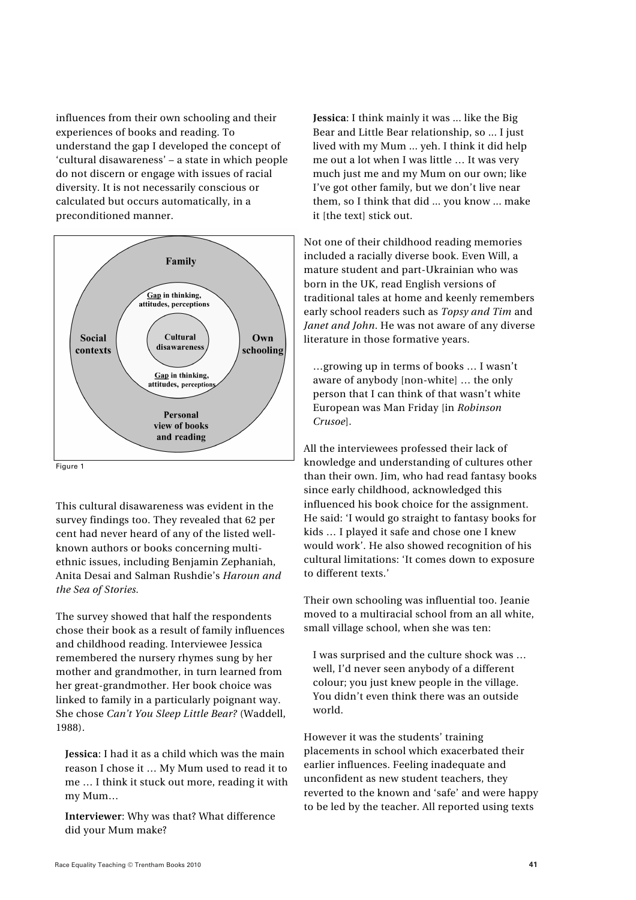influences from their own schooling and their experiences of books and reading. To understand the gap I developed the concept of 'cultural disawareness' – a state in which people do not discern or engage with issues of racial diversity. It is not necessarily conscious or calculated but occurs automatically, in a preconditioned manner.

Figure 1

This cultural disawareness was evident in the survey findings too. They revealed that 62 per cent had never heard of any of the listed well-known authors or books concerning multi-ethnic issues, including Benjamin Zephaniah, Anita Desai and Salman Rushdie's *Haroun and the Sea of Stories.*

The survey showed that half the respondents chose their book as a result of family influences and childhood reading. Interviewee Jessica remembered the nursery rhymes sung by her mother and grandmother, in turn learned from her great-grandmother. Her book choice was linked to family in a particularly poignant way. She chose *Can't You Sleep Little Bear?* (Waddell, 1988).

> **Jessica**: I had it as a child which was the main reason I chose it … My Mum used to read it to me … I think it stuck out more, reading it with my Mum…
>
> **Interviewer**: Why was that? What difference did your Mum make?
>
> **Jessica**: I think mainly it was ... like the Big Bear and Little Bear relationship, so ... I just lived with my Mum ... yeh. I think it did help me out a lot when I was little … It was very much just me and my Mum on our own; like I've got other family, but we don't live near them, so I think that did ... you know ... make it [the text] stick out.

Not one of their childhood reading memories included a racially diverse book. Even Will, a mature student and part-Ukrainian who was born in the UK, read English versions of traditional tales at home and keenly remembers early school readers such as *Topsy and Tim* and *Janet and John*. He was not aware of any diverse literature in those formative years.

> …growing up in terms of books … I wasn't aware of anybody [non-white] … the only person that I can think of that wasn't white European was Man Friday [in *Robinson Crusoe*].

All the interviewees professed their lack of knowledge and understanding of cultures other than their own. Jim, who had read fantasy books since early childhood, acknowledged this influenced his book choice for the assignment. He said: 'I would go straight to fantasy books for kids … I played it safe and chose one I knew would work'. He also showed recognition of his cultural limitations: 'It comes down to exposure to different texts.'

Their own schooling was influential too. Jeanie moved to a multiracial school from an all white, small village school, when she was ten:

> I was surprised and the culture shock was … well, I'd never seen anybody of a different colour; you just knew people in the village. You didn't even think there was an outside world.

However it was the students' training placements in school which exacerbated their earlier influences. Feeling inadequate and unconfident as new student teachers, they reverted to the known and 'safe' and were happy to be led by the teacher. All reported using texts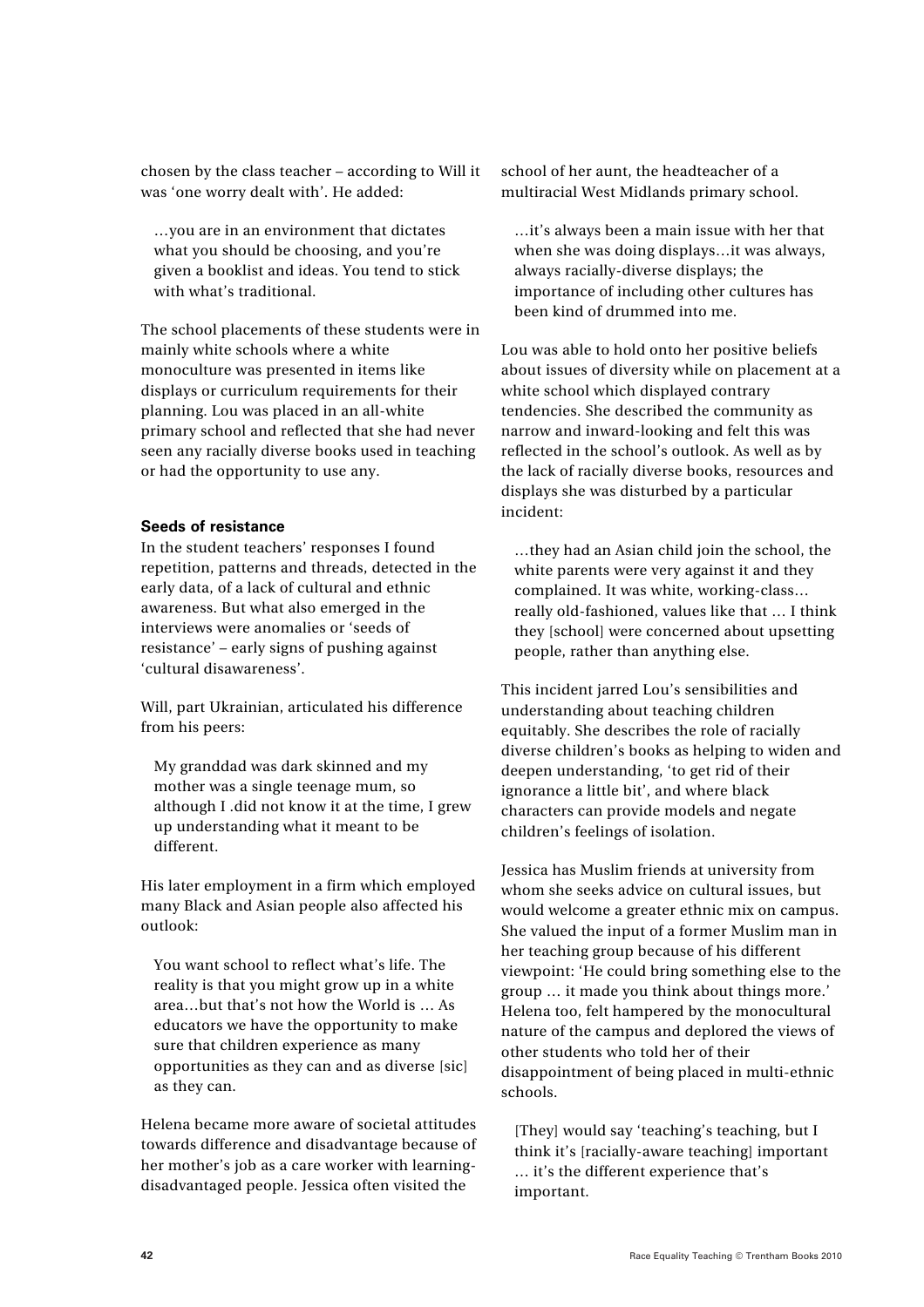chosen by the class teacher – according to Will it was 'one worry dealt with'. He added:

> …you are in an environment that dictates what you should be choosing, and you're given a booklist and ideas. You tend to stick with what's traditional.

The school placements of these students were in mainly white schools where a white monoculture was presented in items like displays or curriculum requirements for their planning. Lou was placed in an all-white primary school and reflected that she had never seen any racially diverse books used in teaching or had the opportunity to use any.

**Seeds of resistance**

In the student teachers' responses I found repetition, patterns and threads, detected in the early data, of a lack of cultural and ethnic awareness. But what also emerged in the interviews were anomalies or 'seeds of resistance' – early signs of pushing against 'cultural disawareness'.

Will, part Ukrainian, articulated his difference from his peers:

> My granddad was dark skinned and my mother was a single teenage mum, so although I .did not know it at the time, I grew up understanding what it meant to be different.

His later employment in a firm which employed many Black and Asian people also affected his outlook:

> You want school to reflect what's life. The reality is that you might grow up in a white area…but that's not how the World is … As educators we have the opportunity to make sure that children experience as many opportunities as they can and as diverse [sic] as they can.

Helena became more aware of societal attitudes towards difference and disadvantage because of her mother's job as a care worker with learning-disadvantaged people. Jessica often visited the school of her aunt, the headteacher of a multiracial West Midlands primary school.

> …it's always been a main issue with her that when she was doing displays…it was always, always racially-diverse displays; the importance of including other cultures has been kind of drummed into me.

Lou was able to hold onto her positive beliefs about issues of diversity while on placement at a white school which displayed contrary tendencies. She described the community as narrow and inward-looking and felt this was reflected in the school's outlook. As well as by the lack of racially diverse books, resources and displays she was disturbed by a particular incident:

> …they had an Asian child join the school, the white parents were very against it and they complained. It was white, working-class… really old-fashioned, values like that … I think they [school] were concerned about upsetting people, rather than anything else.

This incident jarred Lou's sensibilities and understanding about teaching children equitably. She describes the role of racially diverse children's books as helping to widen and deepen understanding, 'to get rid of their ignorance a little bit', and where black characters can provide models and negate children's feelings of isolation.

Jessica has Muslim friends at university from whom she seeks advice on cultural issues, but would welcome a greater ethnic mix on campus. She valued the input of a former Muslim man in her teaching group because of his different viewpoint: 'He could bring something else to the group … it made you think about things more.' Helena too, felt hampered by the monocultural nature of the campus and deplored the views of other students who told her of their disappointment of being placed in multi-ethnic schools.

> [They] would say 'teaching's teaching, but I think it's [racially-aware teaching] important … it's the different experience that's important.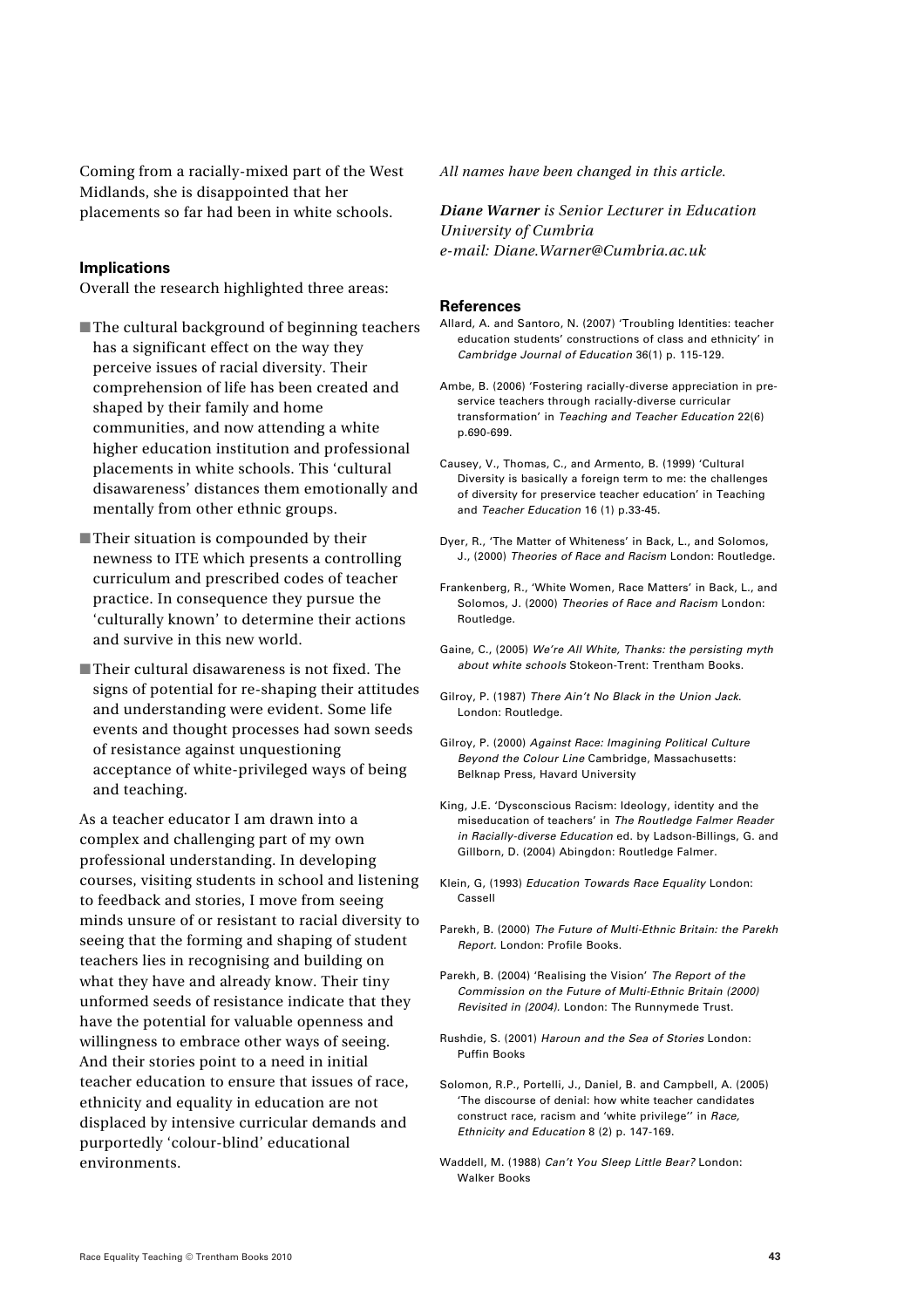Coming from a racially-mixed part of the West Midlands, she is disappointed that her placements so far had been in white schools.

### Implications

Overall the research highlighted three areas:

- The cultural background of beginning teachers has a significant effect on the way they perceive issues of racial diversity. Their comprehension of life has been created and shaped by their family and home communities, and now attending a white higher education institution and professional placements in white schools. This 'cultural disawareness' distances them emotionally and mentally from other ethnic groups.
- Their situation is compounded by their newness to ITE which presents a controlling curriculum and prescribed codes of teacher practice. In consequence they pursue the 'culturally known' to determine their actions and survive in this new world.
- Their cultural disawareness is not fixed. The signs of potential for re-shaping their attitudes and understanding were evident. Some life events and thought processes had sown seeds of resistance against unquestioning acceptance of white-privileged ways of being and teaching.

As a teacher educator I am drawn into a complex and challenging part of my own professional understanding. In developing courses, visiting students in school and listening to feedback and stories, I move from seeing minds unsure of or resistant to racial diversity to seeing that the forming and shaping of student teachers lies in recognising and building on what they have and already know. Their tiny unformed seeds of resistance indicate that they have the potential for valuable openness and willingness to embrace other ways of seeing. And their stories point to a need in initial teacher education to ensure that issues of race, ethnicity and equality in education are not displaced by intensive curricular demands and purportedly 'colour-blind' educational environments.

*All names have been changed in this article.*

***Diane Warner*** *is Senior Lecturer in Education University of Cumbria*
*e-mail: Diane.Warner@Cumbria.ac.uk*

### References

Allard, A. and Santoro, N. (2007) 'Troubling Identities: teacher education students' constructions of class and ethnicity' in *Cambridge Journal of Education* 36(1) p. 115-129.

Ambe, B. (2006) 'Fostering racially-diverse appreciation in pre-service teachers through racially-diverse curricular transformation' in *Teaching and Teacher Education* 22(6) p.690-699.

Causey, V., Thomas, C., and Armento, B. (1999) 'Cultural Diversity is basically a foreign term to me: the challenges of diversity for preservice teacher education' in Teaching and *Teacher Education* 16 (1) p.33-45.

Dyer, R., 'The Matter of Whiteness' in Back, L., and Solomos, J., (2000) *Theories of Race and Racism* London: Routledge.

Frankenberg, R., 'White Women, Race Matters' in Back, L., and Solomos, J. (2000) *Theories of Race and Racism* London: Routledge.

Gaine, C., (2005) *We're All White, Thanks: the persisting myth about white schools* Stokeon-Trent: Trentham Books.

Gilroy, P. (1987) *There Ain't No Black in the Union Jack.* London: Routledge.

Gilroy, P. (2000) *Against Race: Imagining Political Culture Beyond the Colour Line* Cambridge, Massachusetts: Belknap Press, Havard University

King, J.E. 'Dysconscious Racism: Ideology, identity and the miseducation of teachers' in *The Routledge Falmer Reader in Racially-diverse Education* ed. by Ladson-Billings, G. and Gillborn, D. (2004) Abingdon: Routledge Falmer.

Klein, G, (1993) *Education Towards Race Equality* London: Cassell

Parekh, B. (2000) *The Future of Multi-Ethnic Britain: the Parekh Report*. London: Profile Books.

Parekh, B. (2004) 'Realising the Vision' *The Report of the Commission on the Future of Multi-Ethnic Britain (2000) Revisited in (2004).* London: The Runnymede Trust.

Rushdie, S. (2001) *Haroun and the Sea of Stories* London: Puffin Books

Solomon, R.P., Portelli, J., Daniel, B. and Campbell, A. (2005) 'The discourse of denial: how white teacher candidates construct race, racism and 'white privilege'' in *Race, Ethnicity and Education* 8 (2) p. 147-169.

Waddell, M. (1988) *Can't You Sleep Little Bear?* London: Walker Books